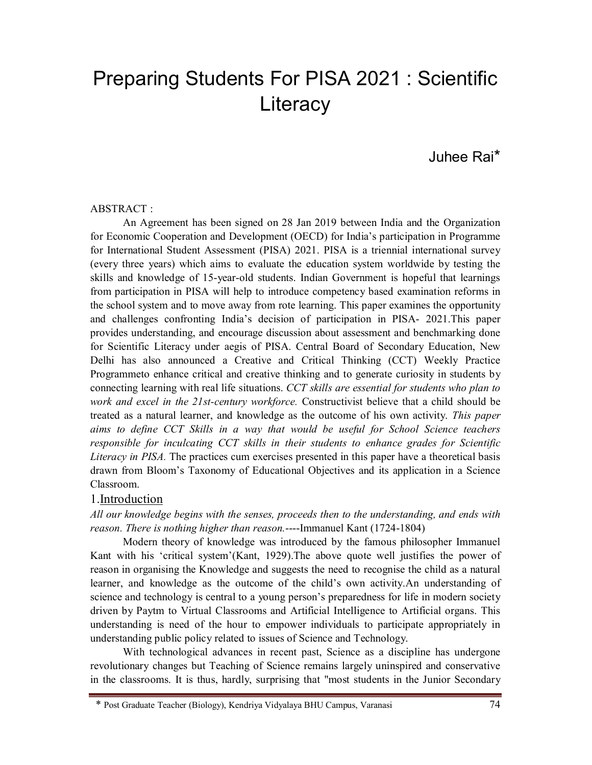# Preparing Students For PISA 2021 : Scientific Literacy

Juhee Rai*

ABSTRACT :

An Agreement has been signed on 28 Jan 2019 between India and the Organization for Economic Cooperation and Development (OECD) for India's participation in Programme for International Student Assessment (PISA) 2021. PISA is a triennial international survey (every three years) which aims to evaluate the education system worldwide by testing the skills and knowledge of 15-year-old students. Indian Government is hopeful that learnings from participation in PISA will help to introduce competency based examination reforms in the school system and to move away from rote learning. This paper examines the opportunity and challenges confronting India's decision of participation in PISA- 2021.This paper provides understanding, and encourage discussion about assessment and benchmarking done for Scientific Literacy under aegis of PISA. Central Board of Secondary Education, New Delhi has also announced a Creative and Critical Thinking (CCT) Weekly Practice Programmeto enhance critical and creative thinking and to generate curiosity in students by connecting learning with real life situations. *CCT skills are essential for students who plan to work and excel in the 21st-century workforce.* Constructivist believe that a child should be treated as a natural learner, and knowledge as the outcome of his own activity. *This paper aims to define CCT Skills in a way that would be useful for School Science teachers responsible for inculcating CCT skills in their students to enhance grades for Scientific Literacy in PISA.* The practices cum exercises presented in this paper have a theoretical basis drawn from Bloom's Taxonomy of Educational Objectives and its application in a Science Classroom.

## 1.Introduction

*All our knowledge begins with the senses, proceeds then to the understanding, and ends with reason. There is nothing higher than reason.*----Immanuel Kant (1724-1804)

Modern theory of knowledge was introduced by the famous philosopher Immanuel Kant with his 'critical system'(Kant, 1929).The above quote well justifies the power of reason in organising the Knowledge and suggests the need to recognise the child as a natural learner, and knowledge as the outcome of the child's own activity.An understanding of science and technology is central to a young person's preparedness for life in modern society driven by Paytm to Virtual Classrooms and Artificial Intelligence to Artificial organs. This understanding is need of the hour to empower individuals to participate appropriately in understanding public policy related to issues of Science and Technology.

With technological advances in recent past, Science as a discipline has undergone revolutionary changes but Teaching of Science remains largely uninspired and conservative in the classrooms. It is thus, hardly, surprising that "most students in the Junior Secondary

* Post Graduate Teacher (Biology), Kendriya Vidyalaya BHU Campus, Varanasi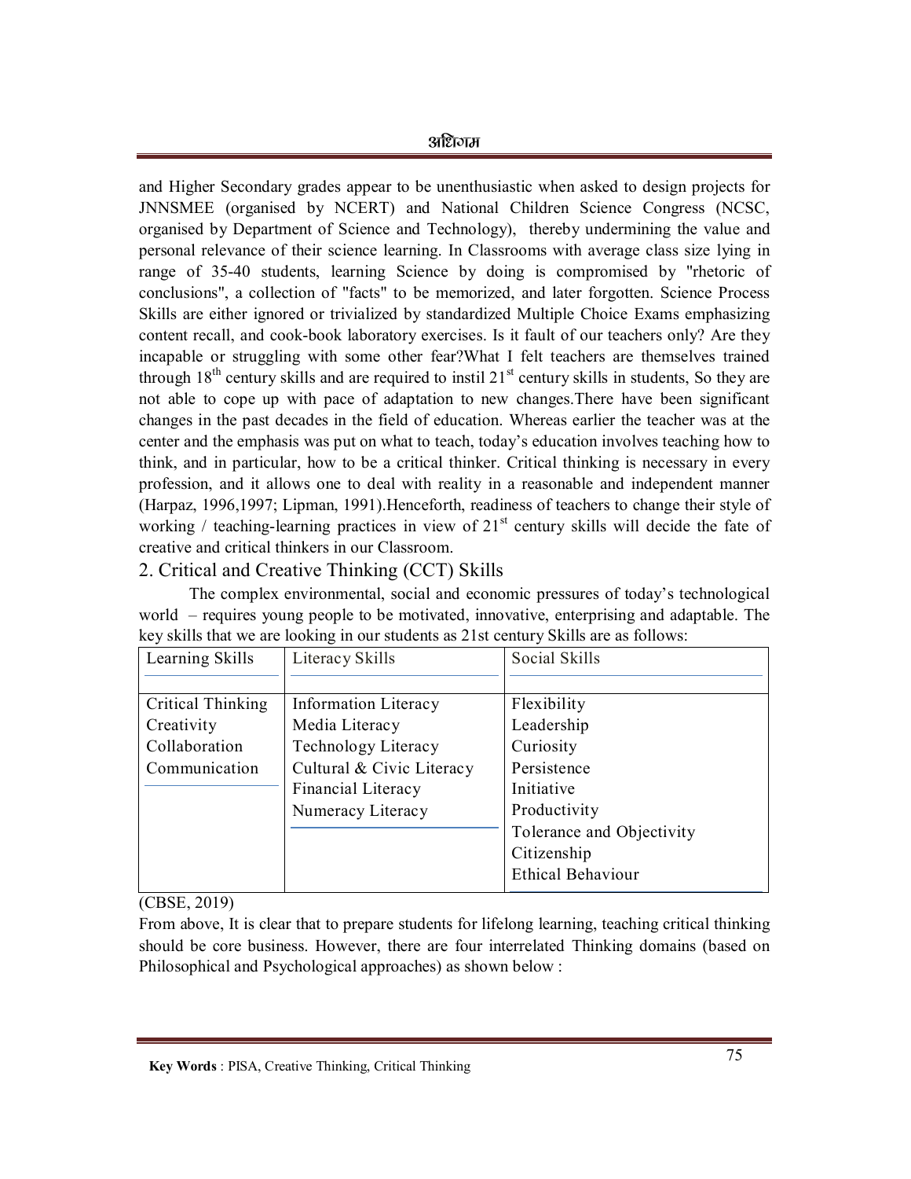and Higher Secondary grades appear to be unenthusiastic when asked to design projects for JNNSMEE (organised by NCERT) and National Children Science Congress (NCSC, organised by Department of Science and Technology), thereby undermining the value and personal relevance of their science learning. In Classrooms with average class size lying in range of 35-40 students, learning Science by doing is compromised by "rhetoric of conclusions", a collection of "facts" to be memorized, and later forgotten. Science Process Skills are either ignored or trivialized by standardized Multiple Choice Exams emphasizing content recall, and cook-book laboratory exercises. Is it fault of our teachers only? Are they incapable or struggling with some other fear?What I felt teachers are themselves trained through 18th century skills and are required to instil 21st century skills in students, So they are not able to cope up with pace of adaptation to new changes.There have been significant changes in the past decades in the field of education. Whereas earlier the teacher was at the center and the emphasis was put on what to teach, today's education involves teaching how to think, and in particular, how to be a critical thinker. Critical thinking is necessary in every profession, and it allows one to deal with reality in a reasonable and independent manner (Harpaz, 1996,1997; Lipman, 1991).Henceforth, readiness of teachers to change their style of working / teaching-learning practices in view of 21st century skills will decide the fate of creative and critical thinkers in our Classroom.

## 2. Critical and Creative Thinking (CCT) Skills

The complex environmental, social and economic pressures of today's technological world – requires young people to be motivated, innovative, enterprising and adaptable. The key skills that we are looking in our students as 21st century Skills are as follows:

| Learning Skills | Literacy Skills | Social Skills |
|---|---|---|
| Critical Thinking | Information Literacy | Flexibility |
| Creativity | Media Literacy | Leadership |
| Collaboration | Technology Literacy | Curiosity |
| Communication | Cultural & Civic Literacy | Persistence |
| | Financial Literacy | Initiative |
| | Numeracy Literacy | Productivity |
| | | Tolerance and Objectivity |
| | | Citizenship |
| | | Ethical Behaviour |

(CBSE, 2019)

From above, It is clear that to prepare students for lifelong learning, teaching critical thinking should be core business. However, there are four interrelated Thinking domains (based on Philosophical and Psychological approaches) as shown below :

**Key Words** : PISA, Creative Thinking, Critical Thinking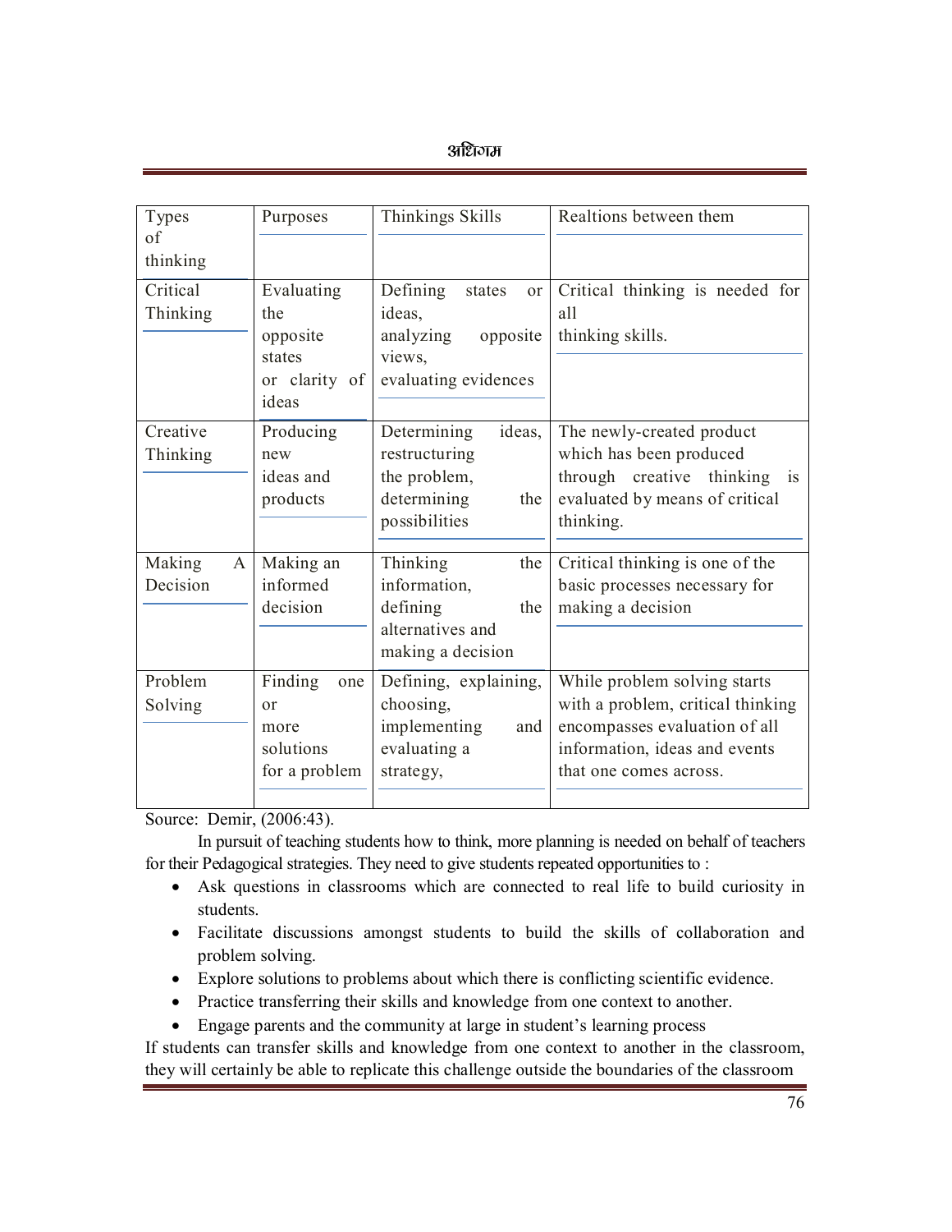| Types of thinking | Purposes | Thinkings Skills | Realtions between them |
|---|---|---|---|
| Critical Thinking | Evaluating the opposite states or clarity of ideas | Defining states or ideas, analyzing opposite views, evaluating evidences | Critical thinking is needed for all thinking skills. |
| Creative Thinking | Producing new ideas and products | Determining ideas, restructuring the problem, determining the possibilities | The newly-created product which has been produced through creative thinking is evaluated by means of critical thinking. |
| Making A Decision | Making an informed decision | Thinking the information, defining the alternatives and making a decision | Critical thinking is one of the basic processes necessary for making a decision |
| Problem Solving | Finding one or more solutions for a problem | Defining, explaining, choosing, implementing and evaluating a strategy, | While problem solving starts with a problem, critical thinking encompasses evaluation of all information, ideas and events that one comes across. |

Source: Demir, (2006:43).

In pursuit of teaching students how to think, more planning is needed on behalf of teachers for their Pedagogical strategies. They need to give students repeated opportunities to :

- Ask questions in classrooms which are connected to real life to build curiosity in students.
- Facilitate discussions amongst students to build the skills of collaboration and problem solving.
- Explore solutions to problems about which there is conflicting scientific evidence.
- Practice transferring their skills and knowledge from one context to another.
- Engage parents and the community at large in student's learning process

If students can transfer skills and knowledge from one context to another in the classroom, they will certainly be able to replicate this challenge outside the boundaries of the classroom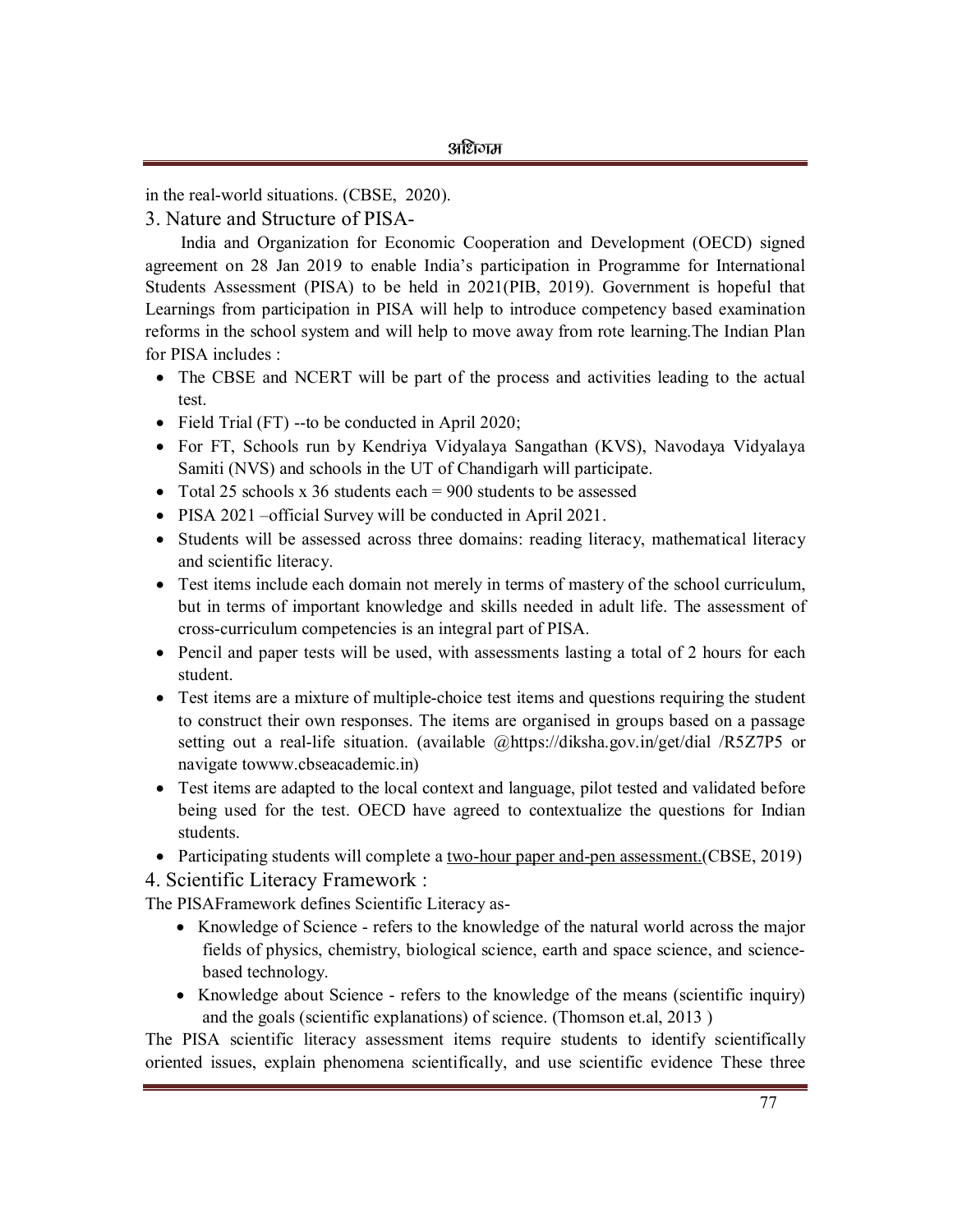in the real-world situations. (CBSE, 2020).

## 3. Nature and Structure of PISA-

India and Organization for Economic Cooperation and Development (OECD) signed agreement on 28 Jan 2019 to enable India's participation in Programme for International Students Assessment (PISA) to be held in 2021(PIB, 2019). Government is hopeful that Learnings from participation in PISA will help to introduce competency based examination reforms in the school system and will help to move away from rote learning.The Indian Plan for PISA includes :

- The CBSE and NCERT will be part of the process and activities leading to the actual test.
- Field Trial (FT) --to be conducted in April 2020;
- For FT, Schools run by Kendriya Vidyalaya Sangathan (KVS), Navodaya Vidyalaya Samiti (NVS) and schools in the UT of Chandigarh will participate.
- Total 25 schools x 36 students each = 900 students to be assessed
- PISA 2021 –official Survey will be conducted in April 2021.
- Students will be assessed across three domains: reading literacy, mathematical literacy and scientific literacy.
- Test items include each domain not merely in terms of mastery of the school curriculum, but in terms of important knowledge and skills needed in adult life. The assessment of cross-curriculum competencies is an integral part of PISA.
- Pencil and paper tests will be used, with assessments lasting a total of 2 hours for each student.
- Test items are a mixture of multiple-choice test items and questions requiring the student to construct their own responses. The items are organised in groups based on a passage setting out a real-life situation. (available @https://diksha.gov.in/get/dial /R5Z7P5 or navigate towww.cbseacademic.in)
- Test items are adapted to the local context and language, pilot tested and validated before being used for the test. OECD have agreed to contextualize the questions for Indian students.
- Participating students will complete a <u>two-hour paper and-pen assessment.</u>(CBSE, 2019)

## 4. Scientific Literacy Framework :

The PISAFramework defines Scientific Literacy as-

- Knowledge of Science - refers to the knowledge of the natural world across the major fields of physics, chemistry, biological science, earth and space science, and science-based technology.
- Knowledge about Science - refers to the knowledge of the means (scientific inquiry) and the goals (scientific explanations) of science. (Thomson et.al, 2013 )

The PISA scientific literacy assessment items require students to identify scientifically oriented issues, explain phenomena scientifically, and use scientific evidence These three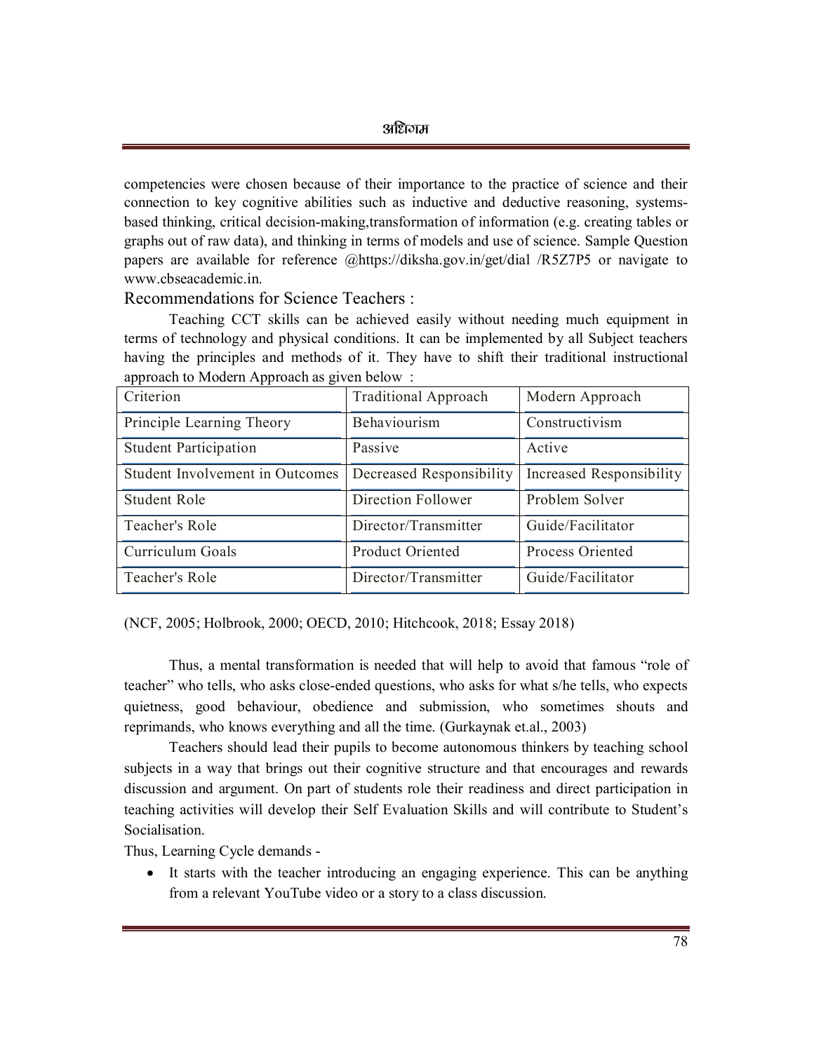competencies were chosen because of their importance to the practice of science and their connection to key cognitive abilities such as inductive and deductive reasoning, systems-based thinking, critical decision-making,transformation of information (e.g. creating tables or graphs out of raw data), and thinking in terms of models and use of science. Sample Question papers are available for reference @https://diksha.gov.in/get/dial /R5Z7P5 or navigate to www.cbseacademic.in.

## Recommendations for Science Teachers :

Teaching CCT skills can be achieved easily without needing much equipment in terms of technology and physical conditions. It can be implemented by all Subject teachers having the principles and methods of it. They have to shift their traditional instructional approach to Modern Approach as given below :

| Criterion | Traditional Approach | Modern Approach |
|---|---|---|
| Principle Learning Theory | Behaviourism | Constructivism |
| Student Participation | Passive | Active |
| Student Involvement in Outcomes | Decreased Responsibility | Increased Responsibility |
| Student Role | Direction Follower | Problem Solver |
| Teacher's Role | Director/Transmitter | Guide/Facilitator |
| Curriculum Goals | Product Oriented | Process Oriented |
| Teacher's Role | Director/Transmitter | Guide/Facilitator |

(NCF, 2005; Holbrook, 2000; OECD, 2010; Hitchcook, 2018; Essay 2018)

Thus, a mental transformation is needed that will help to avoid that famous "role of teacher" who tells, who asks close-ended questions, who asks for what s/he tells, who expects quietness, good behaviour, obedience and submission, who sometimes shouts and reprimands, who knows everything and all the time. (Gurkaynak et.al., 2003)

Teachers should lead their pupils to become autonomous thinkers by teaching school subjects in a way that brings out their cognitive structure and that encourages and rewards discussion and argument. On part of students role their readiness and direct participation in teaching activities will develop their Self Evaluation Skills and will contribute to Student's Socialisation.

Thus, Learning Cycle demands -

- It starts with the teacher introducing an engaging experience. This can be anything from a relevant YouTube video or a story to a class discussion.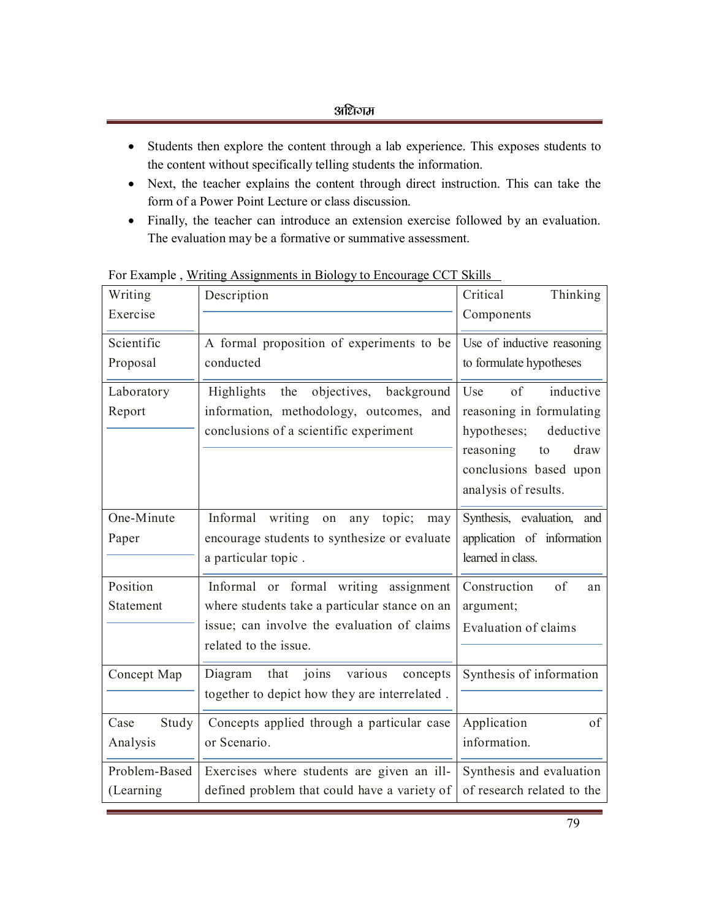- Students then explore the content through a lab experience. This exposes students to the content without specifically telling students the information.
- Next, the teacher explains the content through direct instruction. This can take the form of a Power Point Lecture or class discussion.
- Finally, the teacher can introduce an extension exercise followed by an evaluation. The evaluation may be a formative or summative assessment.

For Example , Writing Assignments in Biology to Encourage CCT Skills

| Writing Exercise | Description | Critical Thinking Components |
|---|---|---|
| Scientific Proposal | A formal proposition of experiments to be conducted | Use of inductive reasoning to formulate hypotheses |
| Laboratory Report | Highlights the objectives, background information, methodology, outcomes, and conclusions of a scientific experiment | Use of inductive reasoning in formulating hypotheses; deductive reasoning to draw conclusions based upon analysis of results. |
| One-Minute Paper | Informal writing on any topic; may encourage students to synthesize or evaluate a particular topic . | Synthesis, evaluation, and application of information learned in class. |
| Position Statement | Informal or formal writing assignment where students take a particular stance on an issue; can involve the evaluation of claims related to the issue. | Construction of an argument; Evaluation of claims |
| Concept Map | Diagram that joins various concepts together to depict how they are interrelated . | Synthesis of information |
| Case Study Analysis | Concepts applied through a particular case or Scenario. | Application of information. |
| Problem-Based (Learning | Exercises where students are given an ill-defined problem that could have a variety of | Synthesis and evaluation of research related to the |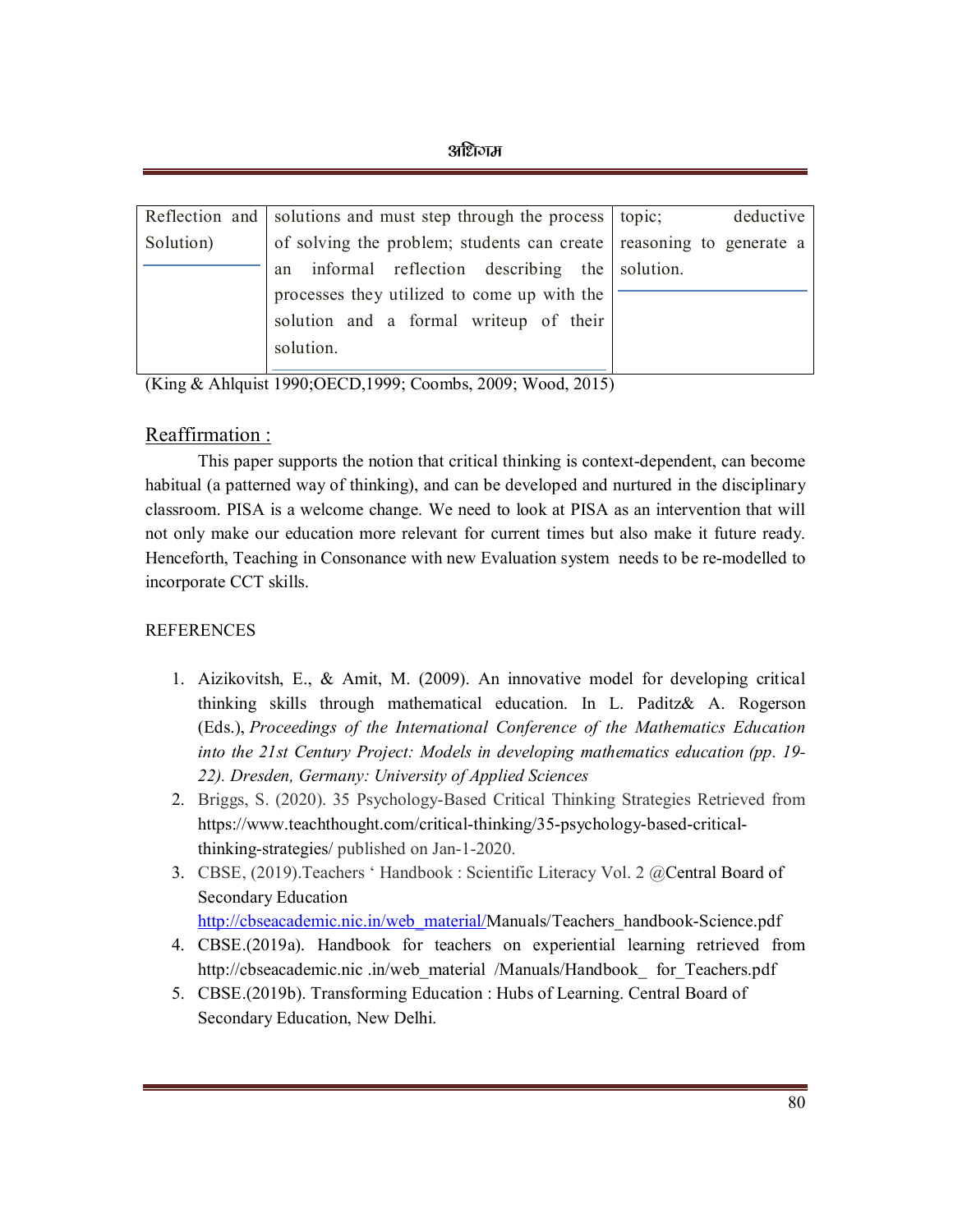| | | |
|---|---|---|
| Reflection and Solution) | solutions and must step through the process of solving the problem; students can create an informal reflection describing the processes they utilized to come up with the solution and a formal writeup of their solution. | topic; deductive reasoning to generate a solution. |

(King & Ahlquist 1990;OECD,1999; Coombs, 2009; Wood, 2015)

## Reaffirmation :

This paper supports the notion that critical thinking is context-dependent, can become habitual (a patterned way of thinking), and can be developed and nurtured in the disciplinary classroom. PISA is a welcome change. We need to look at PISA as an intervention that will not only make our education more relevant for current times but also make it future ready. Henceforth, Teaching in Consonance with new Evaluation system needs to be re-modelled to incorporate CCT skills.

REFERENCES

1. Aizikovitsh, E., & Amit, M. (2009). An innovative model for developing critical thinking skills through mathematical education. In L. Paditz& A. Rogerson (Eds.), *Proceedings of the International Conference of the Mathematics Education into the 21st Century Project: Models in developing mathematics education (pp. 19-22). Dresden, Germany: University of Applied Sciences*
2. Briggs, S. (2020). 35 Psychology-Based Critical Thinking Strategies Retrieved from https://www.teachthought.com/critical-thinking/35-psychology-based-critical-thinking-strategies/ published on Jan-1-2020.
3. CBSE, (2019).Teachers ' Handbook : Scientific Literacy Vol. 2 @Central Board of Secondary Education http://cbseacademic.nic.in/web_material/Manuals/Teachers_handbook-Science.pdf
4. CBSE.(2019a). Handbook for teachers on experiential learning retrieved from http://cbseacademic.nic .in/web_material /Manuals/Handbook_ for_Teachers.pdf
5. CBSE.(2019b). Transforming Education : Hubs of Learning. Central Board of Secondary Education, New Delhi.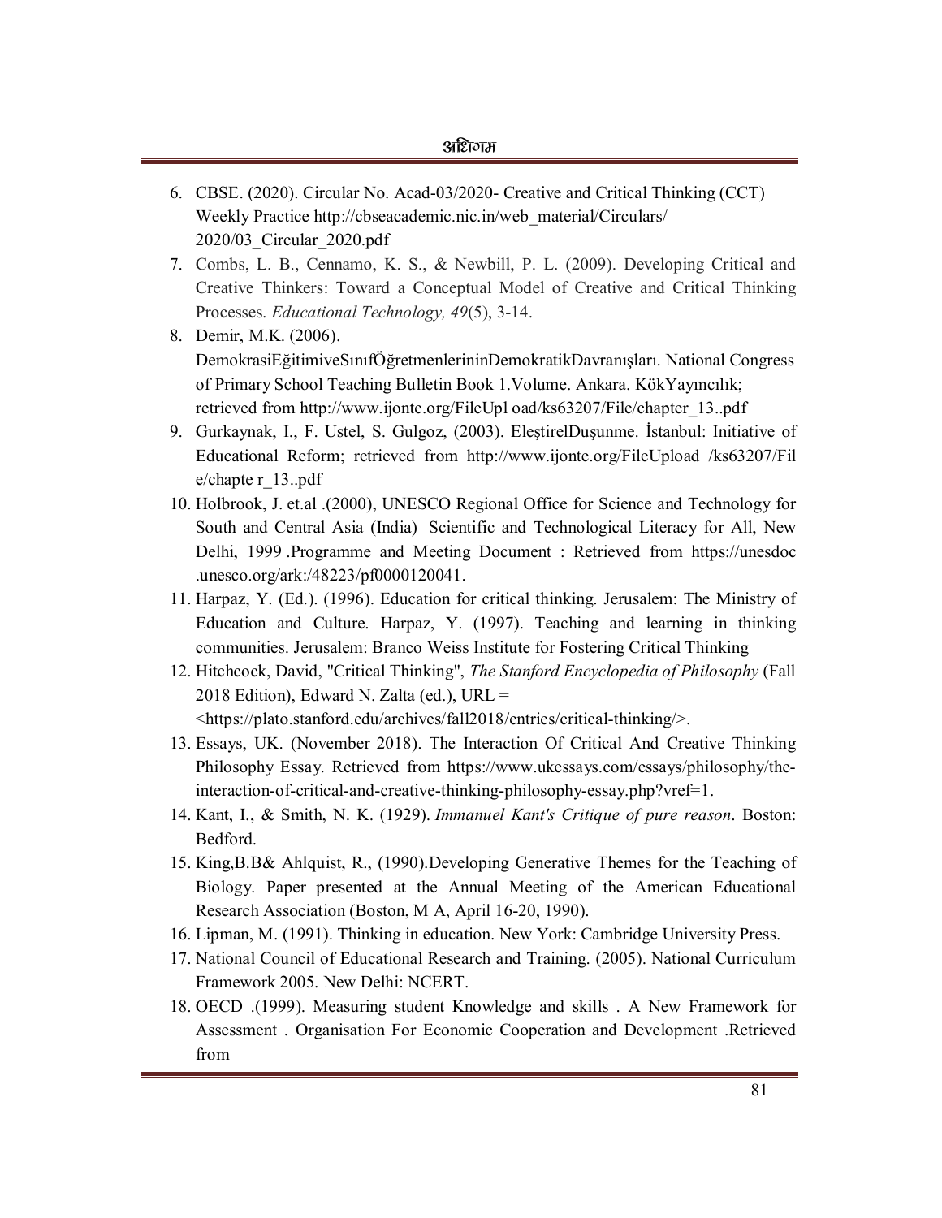6. CBSE. (2020). Circular No. Acad-03/2020- Creative and Critical Thinking (CCT) Weekly Practice http://cbseacademic.nic.in/web_material/Circulars/ 2020/03_Circular_2020.pdf
7. Combs, L. B., Cennamo, K. S., & Newbill, P. L. (2009). Developing Critical and Creative Thinkers: Toward a Conceptual Model of Creative and Critical Thinking Processes. *Educational Technology, 49*(5), 3-14.
8. Demir, M.K. (2006). DemokrasiEğitimiveSınıfÖğretmenlerininDemokratikDavranışları. National Congress of Primary School Teaching Bulletin Book 1.Volume. Ankara. KökYayıncılık; retrieved from http://www.ijonte.org/FileUpl oad/ks63207/File/chapter_13..pdf
9. Gurkaynak, I., F. Ustel, S. Gulgoz, (2003). EleştirelDuşunme. İstanbul: Initiative of Educational Reform; retrieved from http://www.ijonte.org/FileUpload /ks63207/File/chapte r_13..pdf
10. Holbrook, J. et.al .(2000), UNESCO Regional Office for Science and Technology for South and Central Asia (India) Scientific and Technological Literacy for All, New Delhi, 1999 .Programme and Meeting Document : Retrieved from https://unesdoc .unesco.org/ark:/48223/pf0000120041.
11. Harpaz, Y. (Ed.). (1996). Education for critical thinking. Jerusalem: The Ministry of Education and Culture. Harpaz, Y. (1997). Teaching and learning in thinking communities. Jerusalem: Branco Weiss Institute for Fostering Critical Thinking
12. Hitchcock, David, "Critical Thinking", *The Stanford Encyclopedia of Philosophy* (Fall 2018 Edition), Edward N. Zalta (ed.), URL = <https://plato.stanford.edu/archives/fall2018/entries/critical-thinking/>.
13. Essays, UK. (November 2018). The Interaction Of Critical And Creative Thinking Philosophy Essay. Retrieved from https://www.ukessays.com/essays/philosophy/the-interaction-of-critical-and-creative-thinking-philosophy-essay.php?vref=1.
14. Kant, I., & Smith, N. K. (1929). *Immanuel Kant's Critique of pure reason*. Boston: Bedford.
15. King,B.B& Ahlquist, R., (1990).Developing Generative Themes for the Teaching of Biology. Paper presented at the Annual Meeting of the American Educational Research Association (Boston, M A, April 16-20, 1990).
16. Lipman, M. (1991). Thinking in education. New York: Cambridge University Press.
17. National Council of Educational Research and Training. (2005). National Curriculum Framework 2005. New Delhi: NCERT.
18. OECD .(1999). Measuring student Knowledge and skills . A New Framework for Assessment . Organisation For Economic Cooperation and Development .Retrieved from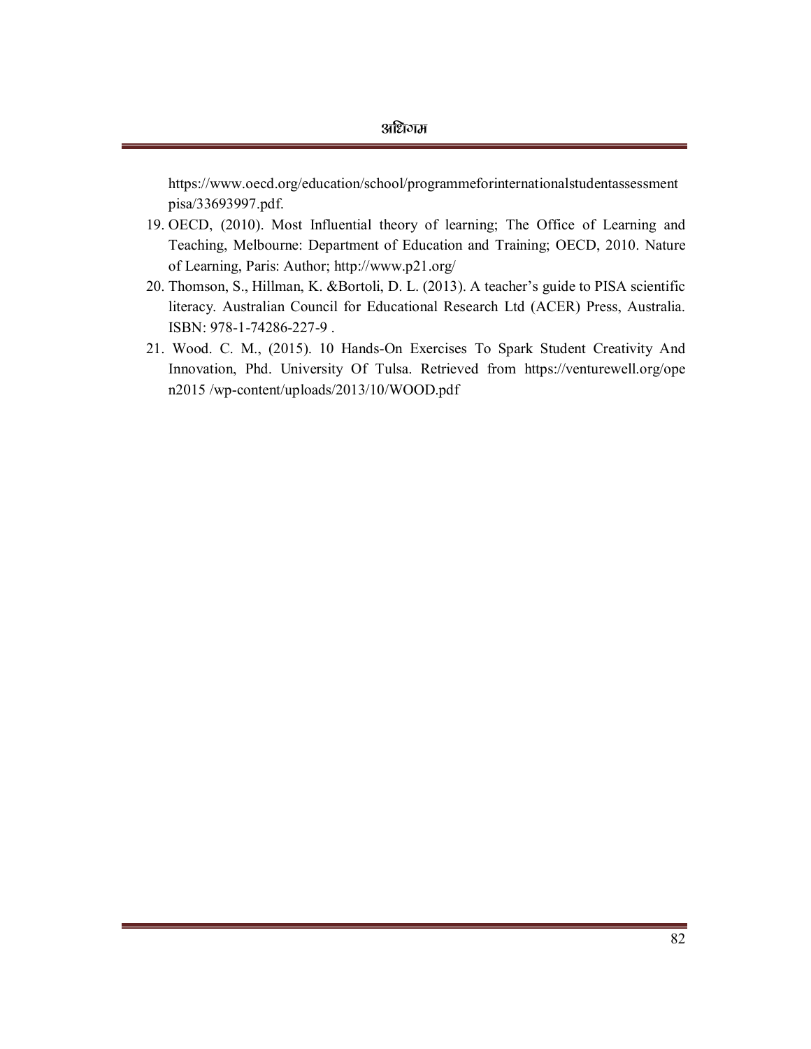https://www.oecd.org/education/school/programmeforinternationalstudentassessment pisa/33693997.pdf.

19. OECD, (2010). Most Influential theory of learning; The Office of Learning and Teaching, Melbourne: Department of Education and Training; OECD, 2010. Nature of Learning, Paris: Author; http://www.p21.org/
20. Thomson, S., Hillman, K. &Bortoli, D. L. (2013). A teacher's guide to PISA scientific literacy. Australian Council for Educational Research Ltd (ACER) Press, Australia. ISBN: 978-1-74286-227-9 .
21. Wood. C. M., (2015). 10 Hands-On Exercises To Spark Student Creativity And Innovation, Phd. University Of Tulsa. Retrieved from https://venturewell.org/open2015 /wp-content/uploads/2013/10/WOOD.pdf